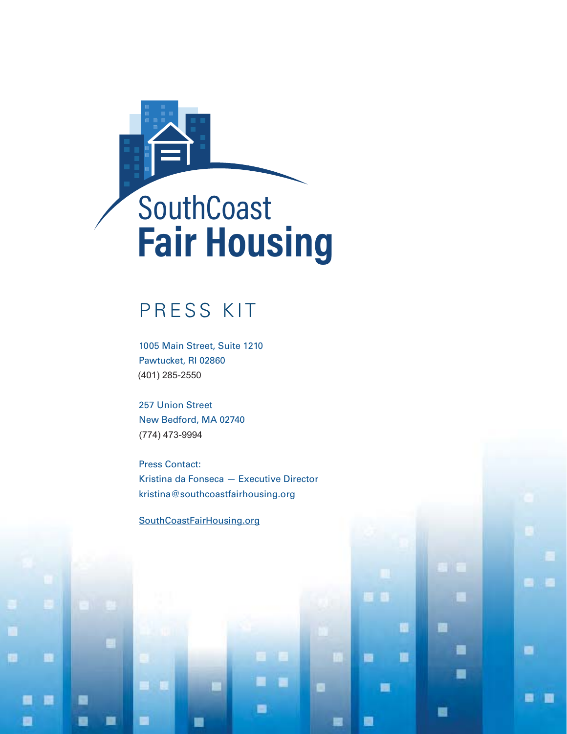# SouthCoast Fair Housing

## PRESS KIT

1005 Main Street, Suite 1210
Pawtucket, RI 02860
(401) 285-2550

257 Union Street
New Bedford, MA 02740
(774) 473-9994

Press Contact:
Kristina da Fonseca — Executive Director
kristina@southcoastfairhousing.org

SouthCoastFairHousing.org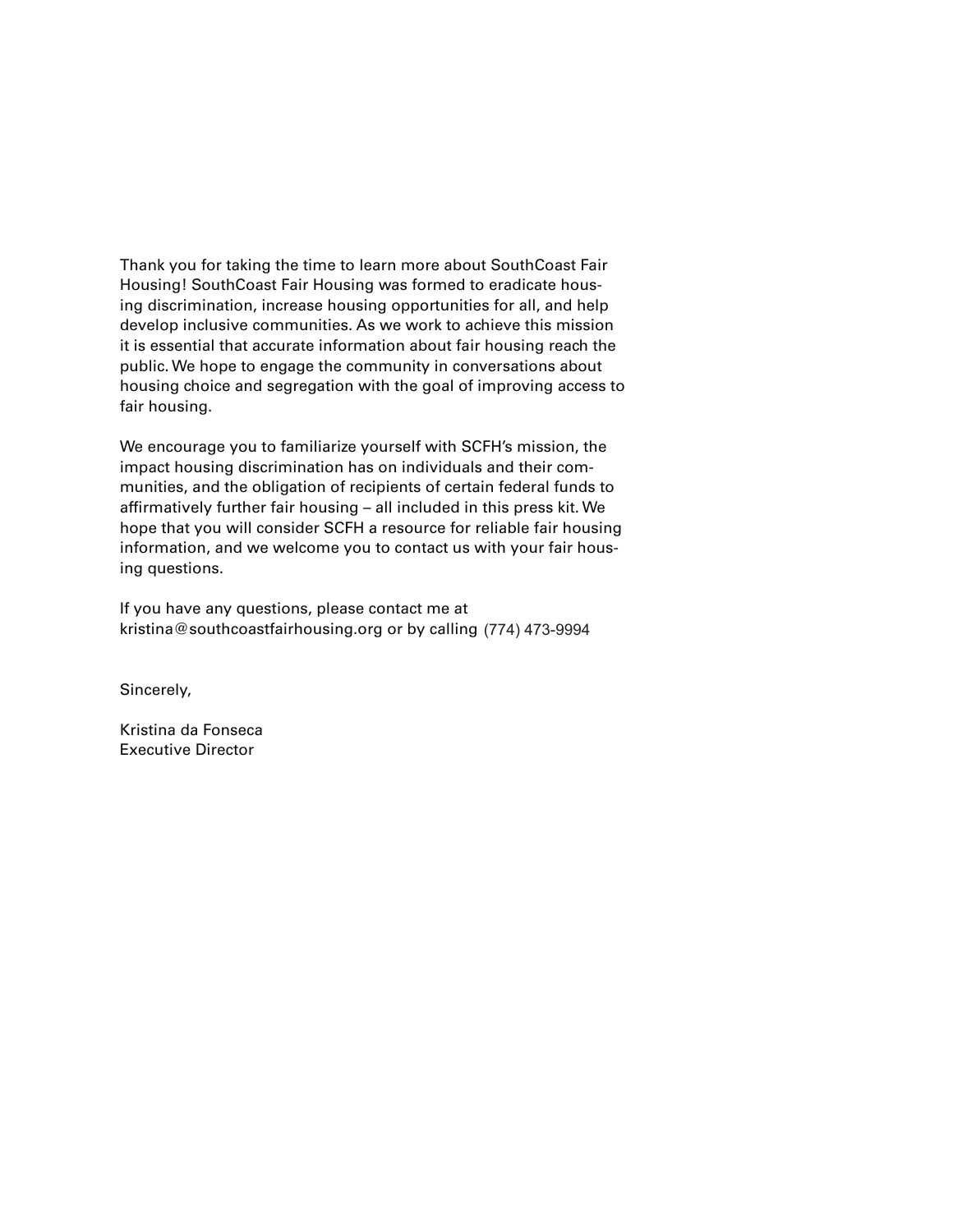Thank you for taking the time to learn more about SouthCoast Fair Housing! SouthCoast Fair Housing was formed to eradicate housing discrimination, increase housing opportunities for all, and help develop inclusive communities. As we work to achieve this mission it is essential that accurate information about fair housing reach the public. We hope to engage the community in conversations about housing choice and segregation with the goal of improving access to fair housing.

We encourage you to familiarize yourself with SCFH's mission, the impact housing discrimination has on individuals and their communities, and the obligation of recipients of certain federal funds to affirmatively further fair housing – all included in this press kit. We hope that you will consider SCFH a resource for reliable fair housing information, and we welcome you to contact us with your fair housing questions.

If you have any questions, please contact me at kristina@southcoastfairhousing.org or by calling (774) 473-9994

Sincerely,

Kristina da Fonseca
Executive Director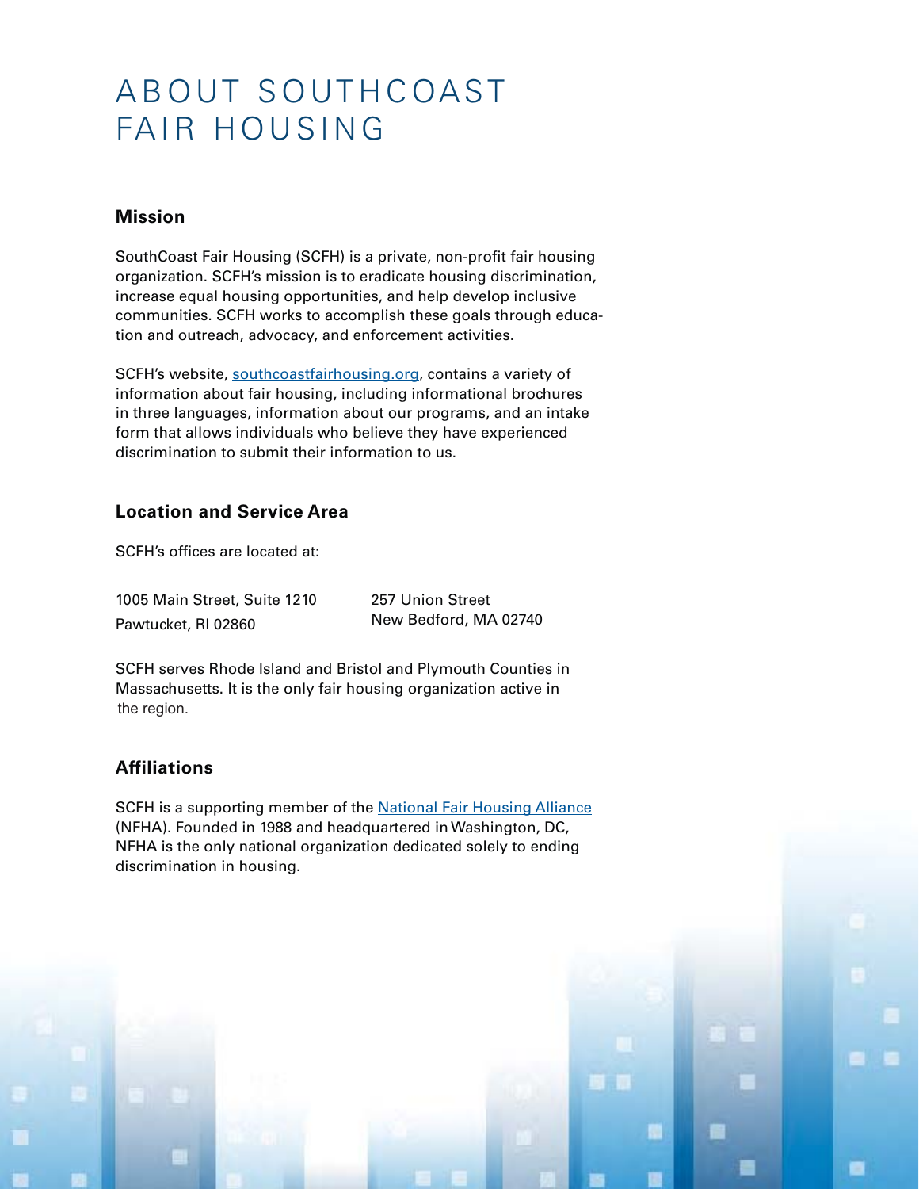# ABOUT SOUTHCOAST FAIR HOUSING

## Mission

SouthCoast Fair Housing (SCFH) is a private, non-profit fair housing organization. SCFH's mission is to eradicate housing discrimination, increase equal housing opportunities, and help develop inclusive communities. SCFH works to accomplish these goals through education and outreach, advocacy, and enforcement activities.

SCFH's website, southcoastfairhousing.org, contains a variety of information about fair housing, including informational brochures in three languages, information about our programs, and an intake form that allows individuals who believe they have experienced discrimination to submit their information to us.

## Location and Service Area

SCFH's offices are located at:

1005 Main Street, Suite 1210
Pawtucket, RI 02860

257 Union Street
New Bedford, MA 02740

SCFH serves Rhode Island and Bristol and Plymouth Counties in Massachusetts. It is the only fair housing organization active in the region.

## Affiliations

SCFH is a supporting member of the National Fair Housing Alliance (NFHA). Founded in 1988 and headquartered in Washington, DC, NFHA is the only national organization dedicated solely to ending discrimination in housing.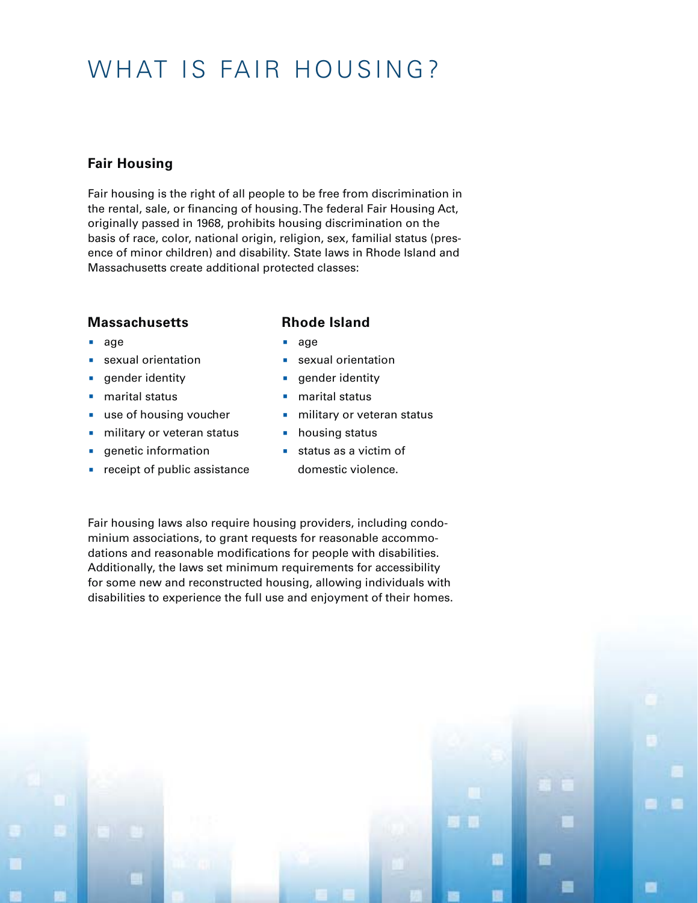# WHAT IS FAIR HOUSING?

### Fair Housing

Fair housing is the right of all people to be free from discrimination in the rental, sale, or financing of housing. The federal Fair Housing Act, originally passed in 1968, prohibits housing discrimination on the basis of race, color, national origin, religion, sex, familial status (presence of minor children) and disability. State laws in Rhode Island and Massachusetts create additional protected classes:

### Massachusetts

- age
- sexual orientation
- gender identity
- marital status
- use of housing voucher
- military or veteran status
- genetic information
- receipt of public assistance

### Rhode Island

- age
- sexual orientation
- gender identity
- marital status
- military or veteran status
- housing status
- status as a victim of domestic violence.

Fair housing laws also require housing providers, including condominium associations, to grant requests for reasonable accommodations and reasonable modifications for people with disabilities. Additionally, the laws set minimum requirements for accessibility for some new and reconstructed housing, allowing individuals with disabilities to experience the full use and enjoyment of their homes.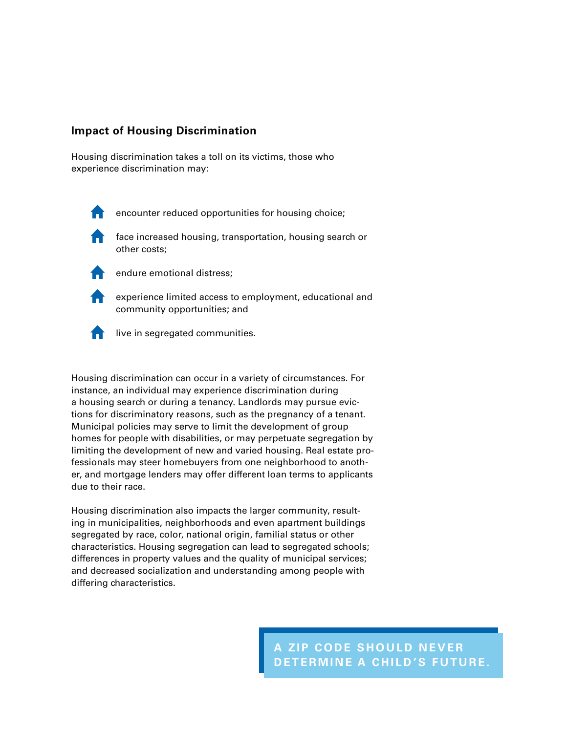## Impact of Housing Discrimination

Housing discrimination takes a toll on its victims, those who experience discrimination may:

- encounter reduced opportunities for housing choice;
- face increased housing, transportation, housing search or other costs;
- endure emotional distress;
- experience limited access to employment, educational and community opportunities; and
- live in segregated communities.

Housing discrimination can occur in a variety of circumstances. For instance, an individual may experience discrimination during a housing search or during a tenancy. Landlords may pursue evictions for discriminatory reasons, such as the pregnancy of a tenant. Municipal policies may serve to limit the development of group homes for people with disabilities, or may perpetuate segregation by limiting the development of new and varied housing. Real estate professionals may steer homebuyers from one neighborhood to another, and mortgage lenders may offer different loan terms to applicants due to their race.

Housing discrimination also impacts the larger community, resulting in municipalities, neighborhoods and even apartment buildings segregated by race, color, national origin, familial status or other characteristics. Housing segregation can lead to segregated schools; differences in property values and the quality of municipal services; and decreased socialization and understanding among people with differing characteristics.

**A ZIP CODE SHOULD NEVER DETERMINE A CHILD'S FUTURE.**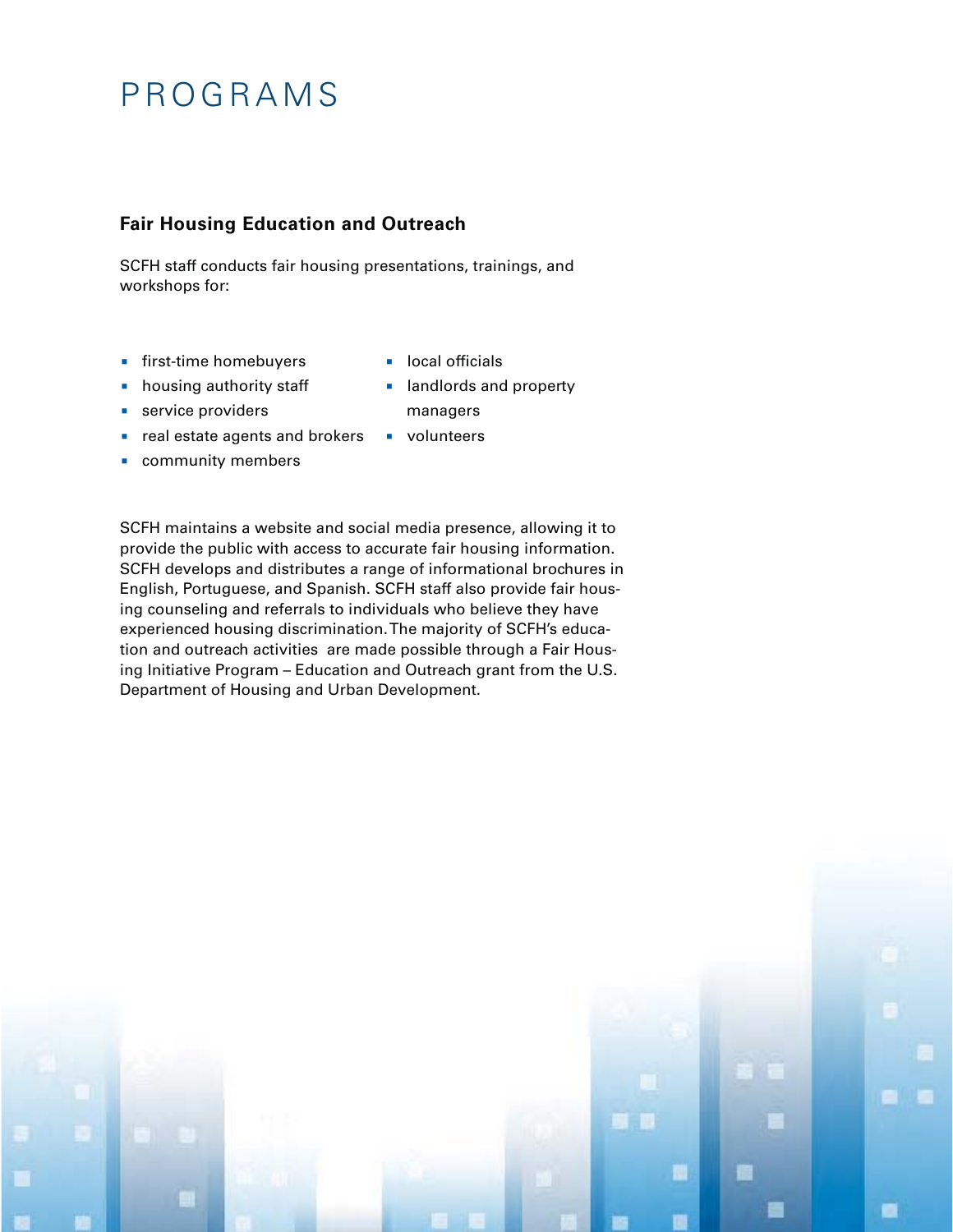# PROGRAMS

## Fair Housing Education and Outreach

SCFH staff conducts fair housing presentations, trainings, and workshops for:

- first-time homebuyers
- housing authority staff
- service providers
- real estate agents and brokers
- community members
- local officials
- landlords and property managers
- volunteers

SCFH maintains a website and social media presence, allowing it to provide the public with access to accurate fair housing information. SCFH develops and distributes a range of informational brochures in English, Portuguese, and Spanish. SCFH staff also provide fair housing counseling and referrals to individuals who believe they have experienced housing discrimination. The majority of SCFH's education and outreach activities are made possible through a Fair Housing Initiative Program – Education and Outreach grant from the U.S. Department of Housing and Urban Development.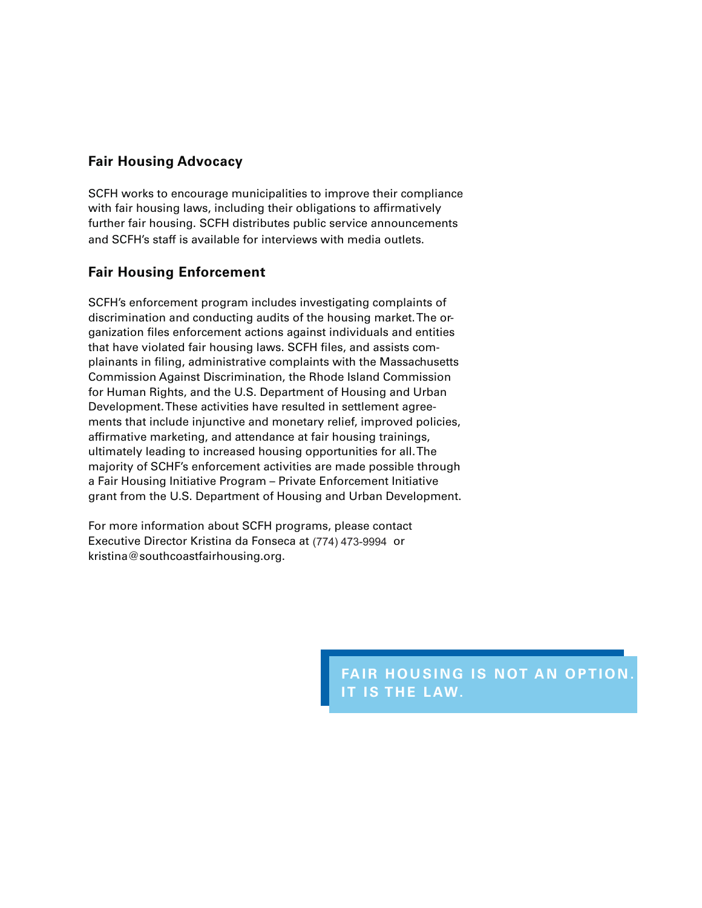## Fair Housing Advocacy

SCFH works to encourage municipalities to improve their compliance with fair housing laws, including their obligations to affirmatively further fair housing. SCFH distributes public service announcements and SCFH's staff is available for interviews with media outlets.

## Fair Housing Enforcement

SCFH's enforcement program includes investigating complaints of discrimination and conducting audits of the housing market. The organization files enforcement actions against individuals and entities that have violated fair housing laws. SCFH files, and assists complainants in filing, administrative complaints with the Massachusetts Commission Against Discrimination, the Rhode Island Commission for Human Rights, and the U.S. Department of Housing and Urban Development. These activities have resulted in settlement agreements that include injunctive and monetary relief, improved policies, affirmative marketing, and attendance at fair housing trainings, ultimately leading to increased housing opportunities for all. The majority of SCHF's enforcement activities are made possible through a Fair Housing Initiative Program – Private Enforcement Initiative grant from the U.S. Department of Housing and Urban Development.

For more information about SCFH programs, please contact Executive Director Kristina da Fonseca at (774) 473-9994 or kristina@southcoastfairhousing.org.

**FAIR HOUSING IS NOT AN OPTION. IT IS THE LAW.**